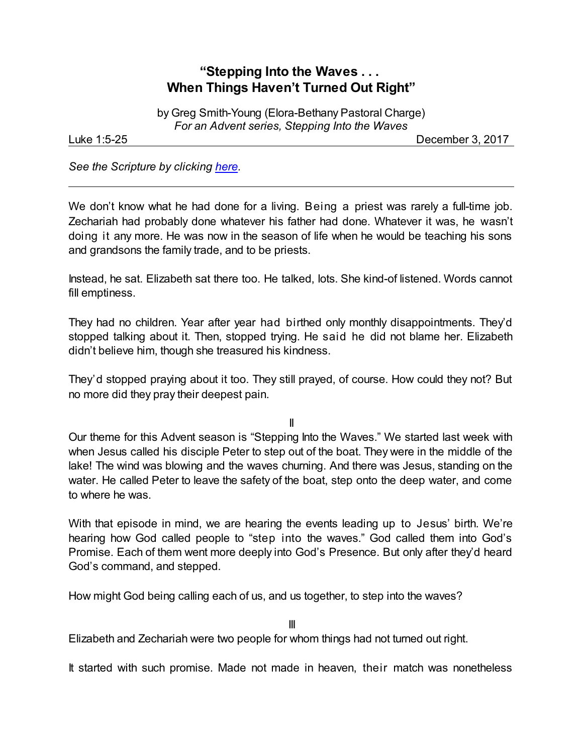# "Stepping Into the Waves . . . When Things Haven't Turned Out Right"

by Greg Smith-Young (Elora-Bethany Pastoral Charge)
*For an Advent series, Stepping Into the Waves*

Luke 1:5-25 December 3, 2017

*See the Scripture by clicking here.*

---

We don't know what he had done for a living. Being a priest was rarely a full-time job. Zechariah had probably done whatever his father had done. Whatever it was, he wasn't doing it any more. He was now in the season of life when he would be teaching his sons and grandsons the family trade, and to be priests.

Instead, he sat. Elizabeth sat there too. He talked, lots. She kind-of listened. Words cannot fill emptiness.

They had no children. Year after year had birthed only monthly disappointments. They'd stopped talking about it. Then, stopped trying. He said he did not blame her. Elizabeth didn't believe him, though she treasured his kindness.

They'd stopped praying about it too. They still prayed, of course. How could they not? But no more did they pray their deepest pain.

II

Our theme for this Advent season is "Stepping Into the Waves." We started last week with when Jesus called his disciple Peter to step out of the boat. They were in the middle of the lake! The wind was blowing and the waves churning. And there was Jesus, standing on the water. He called Peter to leave the safety of the boat, step onto the deep water, and come to where he was.

With that episode in mind, we are hearing the events leading up to Jesus' birth. We're hearing how God called people to "step into the waves." God called them into God's Promise. Each of them went more deeply into God's Presence. But only after they'd heard God's command, and stepped.

How might God being calling each of us, and us together, to step into the waves?

III

Elizabeth and Zechariah were two people for whom things had not turned out right.

It started with such promise. Made not made in heaven, their match was nonetheless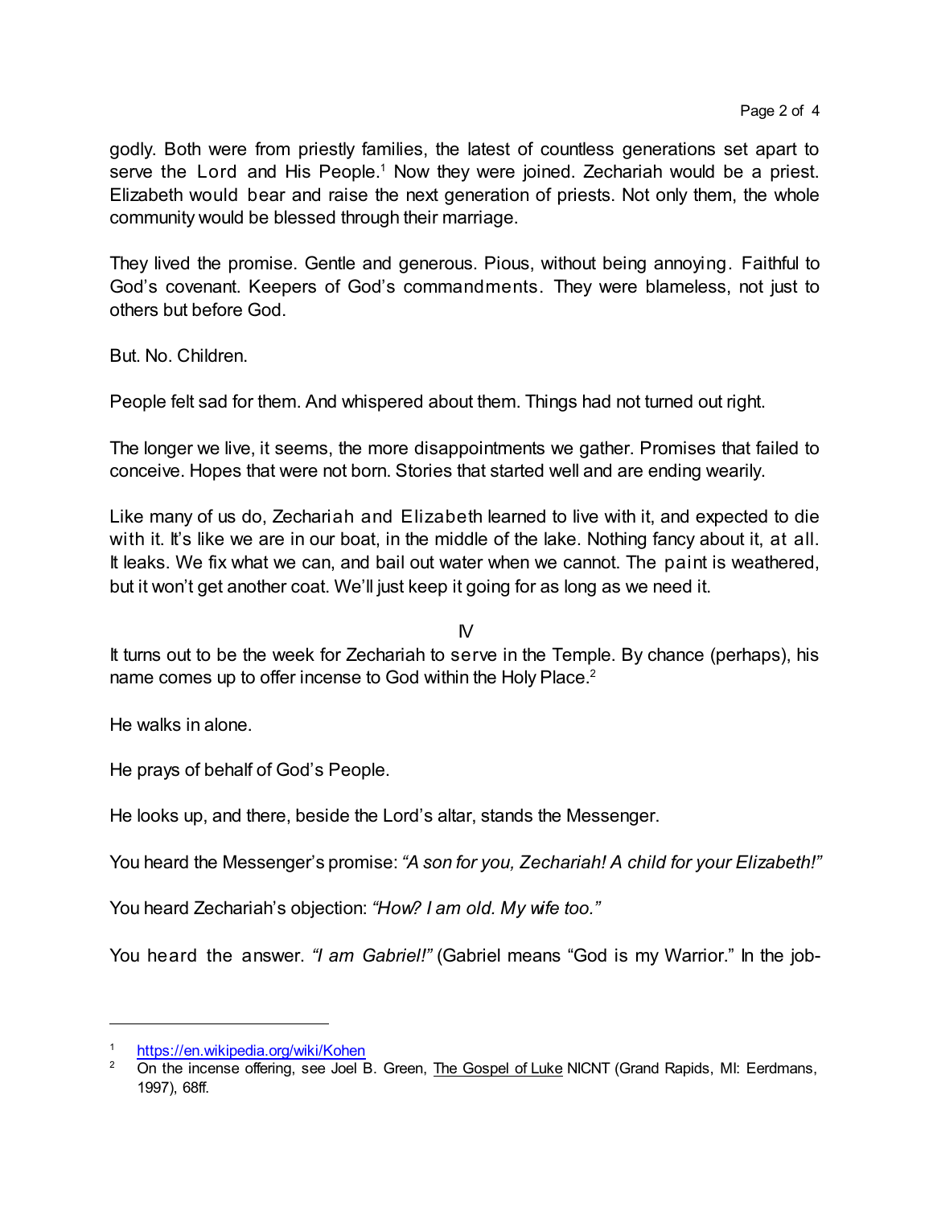godly. Both were from priestly families, the latest of countless generations set apart to serve the Lord and His People.[1] Now they were joined. Zechariah would be a priest. Elizabeth would bear and raise the next generation of priests. Not only them, the whole community would be blessed through their marriage.

They lived the promise. Gentle and generous. Pious, without being annoying. Faithful to God's covenant. Keepers of God's commandments. They were blameless, not just to others but before God.

But. No. Children.

People felt sad for them. And whispered about them. Things had not turned out right.

The longer we live, it seems, the more disappointments we gather. Promises that failed to conceive. Hopes that were not born. Stories that started well and are ending wearily.

Like many of us do, Zechariah and Elizabeth learned to live with it, and expected to die with it. It's like we are in our boat, in the middle of the lake. Nothing fancy about it, at all. It leaks. We fix what we can, and bail out water when we cannot. The paint is weathered, but it won't get another coat. We'll just keep it going for as long as we need it.

IV

It turns out to be the week for Zechariah to serve in the Temple. By chance (perhaps), his name comes up to offer incense to God within the Holy Place.[2]

He walks in alone.

He prays of behalf of God's People.

He looks up, and there, beside the Lord's altar, stands the Messenger.

You heard the Messenger's promise: *"A son for you, Zechariah! A child for your Elizabeth!"*

You heard Zechariah's objection: *"How? I am old. My wife too."*

You heard the answer. *"I am Gabriel!"* (Gabriel means "God is my Warrior." In the job-

---

[1] https://en.wikipedia.org/wiki/Kohen

[2] On the incense offering, see Joel B. Green, The Gospel of Luke NICNT (Grand Rapids, MI: Eerdmans, 1997), 68ff.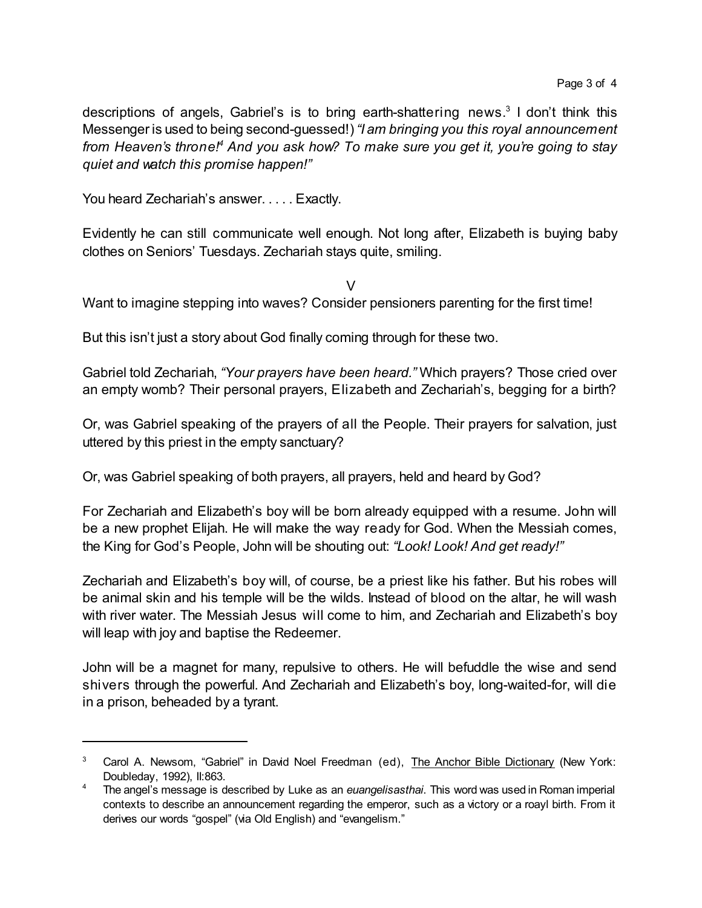descriptions of angels, Gabriel's is to bring earth-shattering news.[3] I don't think this Messenger is used to being second-guessed!) *"I am bringing you this royal announcement from Heaven's throne![4] And you ask how? To make sure you get it, you're going to stay quiet and watch this promise happen!"*

You heard Zechariah's answer. . . . . Exactly.

Evidently he can still communicate well enough. Not long after, Elizabeth is buying baby clothes on Seniors' Tuesdays. Zechariah stays quite, smiling.

V

Want to imagine stepping into waves? Consider pensioners parenting for the first time!

But this isn't just a story about God finally coming through for these two.

Gabriel told Zechariah, *"Your prayers have been heard."* Which prayers? Those cried over an empty womb? Their personal prayers, Elizabeth and Zechariah's, begging for a birth?

Or, was Gabriel speaking of the prayers of all the People. Their prayers for salvation, just uttered by this priest in the empty sanctuary?

Or, was Gabriel speaking of both prayers, all prayers, held and heard by God?

For Zechariah and Elizabeth's boy will be born already equipped with a resume. John will be a new prophet Elijah. He will make the way ready for God. When the Messiah comes, the King for God's People, John will be shouting out: *"Look! Look! And get ready!"*

Zechariah and Elizabeth's boy will, of course, be a priest like his father. But his robes will be animal skin and his temple will be the wilds. Instead of blood on the altar, he will wash with river water. The Messiah Jesus will come to him, and Zechariah and Elizabeth's boy will leap with joy and baptise the Redeemer.

John will be a magnet for many, repulsive to others. He will befuddle the wise and send shivers through the powerful. And Zechariah and Elizabeth's boy, long-waited-for, will die in a prison, beheaded by a tyrant.

---

[3] Carol A. Newsom, "Gabriel" in David Noel Freedman (ed), The Anchor Bible Dictionary (New York: Doubleday, 1992), II:863.

[4] The angel's message is described by Luke as an *euangelisasthai*. This word was used in Roman imperial contexts to describe an announcement regarding the emperor, such as a victory or a roayl birth. From it derives our words "gospel" (via Old English) and "evangelism."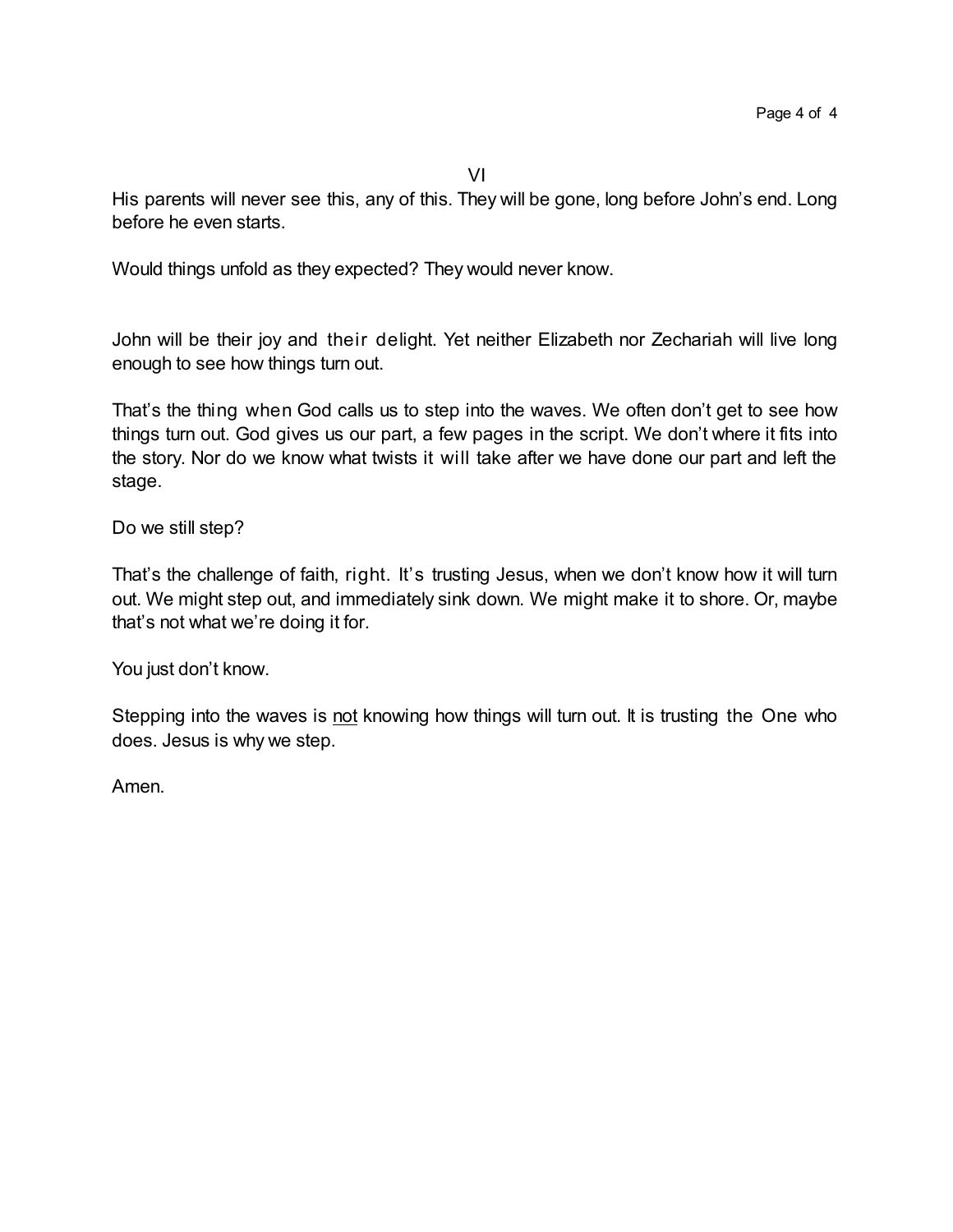VI

His parents will never see this, any of this. They will be gone, long before John's end. Long before he even starts.

Would things unfold as they expected? They would never know.

John will be their joy and their delight. Yet neither Elizabeth nor Zechariah will live long enough to see how things turn out.

That's the thing when God calls us to step into the waves. We often don't get to see how things turn out. God gives us our part, a few pages in the script. We don't where it fits into the story. Nor do we know what twists it will take after we have done our part and left the stage.

Do we still step?

That's the challenge of faith, right. It's trusting Jesus, when we don't know how it will turn out. We might step out, and immediately sink down. We might make it to shore. Or, maybe that's not what we're doing it for.

You just don't know.

Stepping into the waves is <u>not</u> knowing how things will turn out. It is trusting the One who does. Jesus is why we step.

Amen.